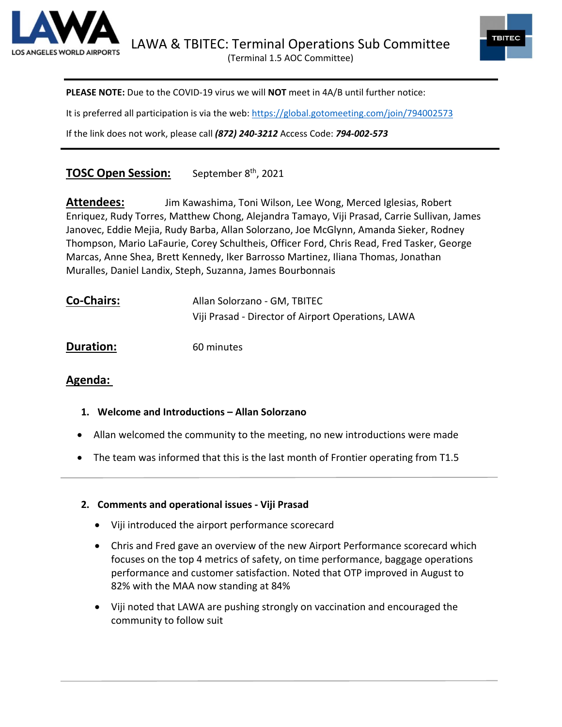# LAWA & TBITEC: Terminal Operations Sub Committee

(Terminal 1.5 AOC Committee)

**PLEASE NOTE:** Due to the COVID-19 virus we will **NOT** meet in 4A/B until further notice:

It is preferred all participation is via the web: https://global.gotomeeting.com/join/794002573

If the link does not work, please call ***(872) 240-3212*** Access Code: ***794-002-573***

**TOSC Open Session:** September 8th, 2021

**Attendees:** Jim Kawashima, Toni Wilson, Lee Wong, Merced Iglesias, Robert Enriquez, Rudy Torres, Matthew Chong, Alejandra Tamayo, Viji Prasad, Carrie Sullivan, James Janovec, Eddie Mejia, Rudy Barba, Allan Solorzano, Joe McGlynn, Amanda Sieker, Rodney Thompson, Mario LaFaurie, Corey Schultheis, Officer Ford, Chris Read, Fred Tasker, George Marcas, Anne Shea, Brett Kennedy, Iker Barrosso Martinez, Iliana Thomas, Jonathan Muralles, Daniel Landix, Steph, Suzanna, James Bourbonnais

**Co-Chairs:** Allan Solorzano - GM, TBITEC
Viji Prasad - Director of Airport Operations, LAWA

**Duration:** 60 minutes

**Agenda:**

1. **Welcome and Introductions – Allan Solorzano**

- Allan welcomed the community to the meeting, no new introductions were made
- The team was informed that this is the last month of Frontier operating from T1.5

2. **Comments and operational issues - Viji Prasad**

- Viji introduced the airport performance scorecard
- Chris and Fred gave an overview of the new Airport Performance scorecard which focuses on the top 4 metrics of safety, on time performance, baggage operations performance and customer satisfaction. Noted that OTP improved in August to 82% with the MAA now standing at 84%
- Viji noted that LAWA are pushing strongly on vaccination and encouraged the community to follow suit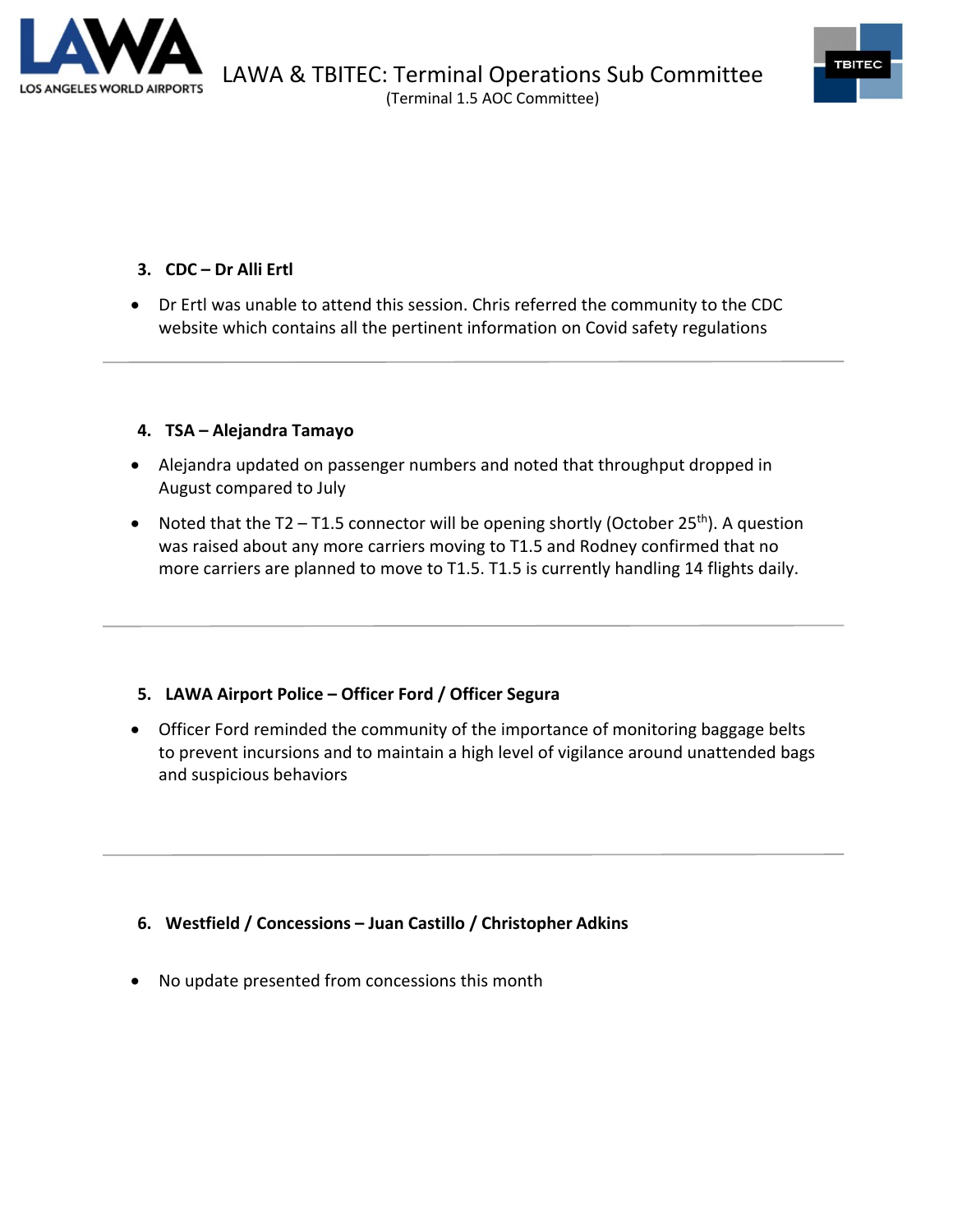### 3. CDC – Dr Alli Ertl

- Dr Ertl was unable to attend this session. Chris referred the community to the CDC website which contains all the pertinent information on Covid safety regulations

---

### 4. TSA – Alejandra Tamayo

- Alejandra updated on passenger numbers and noted that throughput dropped in August compared to July
- Noted that the T2 – T1.5 connector will be opening shortly (October 25th). A question was raised about any more carriers moving to T1.5 and Rodney confirmed that no more carriers are planned to move to T1.5. T1.5 is currently handling 14 flights daily.

---

### 5. LAWA Airport Police – Officer Ford / Officer Segura

- Officer Ford reminded the community of the importance of monitoring baggage belts to prevent incursions and to maintain a high level of vigilance around unattended bags and suspicious behaviors

---

### 6. Westfield / Concessions – Juan Castillo / Christopher Adkins

- No update presented from concessions this month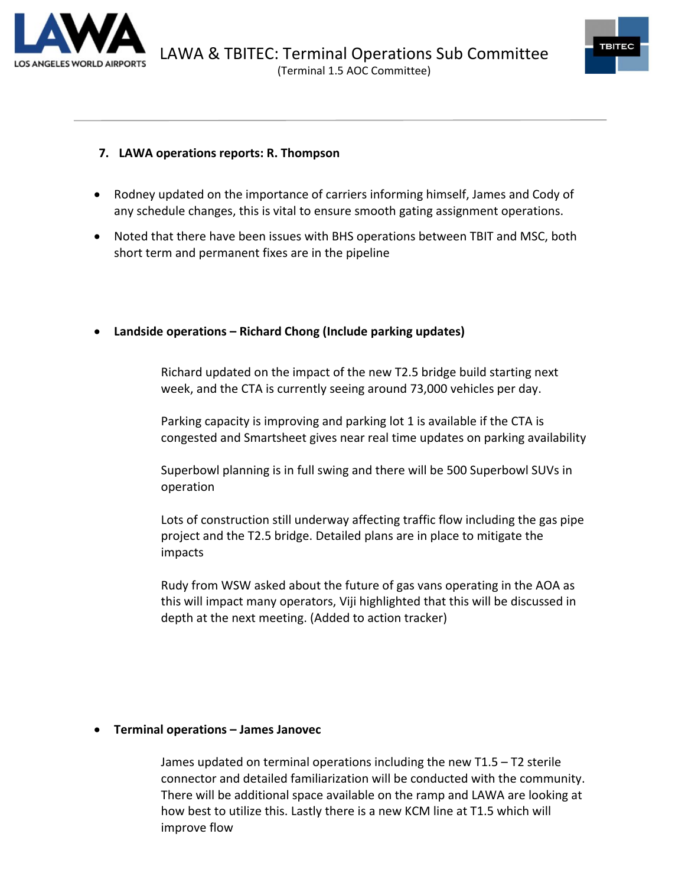7. **LAWA operations reports: R. Thompson**

- Rodney updated on the importance of carriers informing himself, James and Cody of any schedule changes, this is vital to ensure smooth gating assignment operations.
- Noted that there have been issues with BHS operations between TBIT and MSC, both short term and permanent fixes are in the pipeline

- **Landside operations – Richard Chong (Include parking updates)**

  Richard updated on the impact of the new T2.5 bridge build starting next week, and the CTA is currently seeing around 73,000 vehicles per day.

  Parking capacity is improving and parking lot 1 is available if the CTA is congested and Smartsheet gives near real time updates on parking availability

  Superbowl planning is in full swing and there will be 500 Superbowl SUVs in operation

  Lots of construction still underway affecting traffic flow including the gas pipe project and the T2.5 bridge. Detailed plans are in place to mitigate the impacts

  Rudy from WSW asked about the future of gas vans operating in the AOA as this will impact many operators, Viji highlighted that this will be discussed in depth at the next meeting. (Added to action tracker)

- **Terminal operations – James Janovec**

  James updated on terminal operations including the new T1.5 – T2 sterile connector and detailed familiarization will be conducted with the community. There will be additional space available on the ramp and LAWA are looking at how best to utilize this. Lastly there is a new KCM line at T1.5 which will improve flow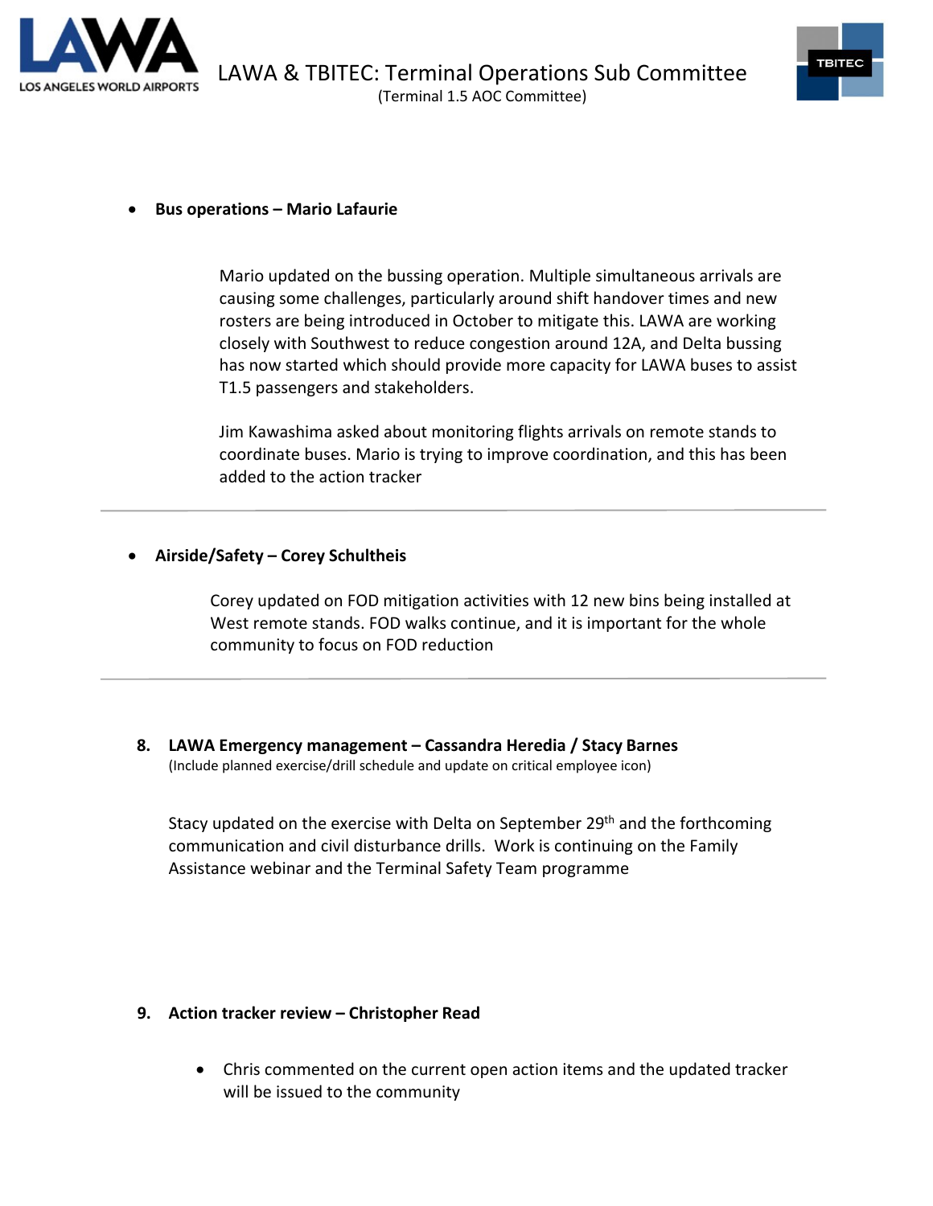- **Bus operations – Mario Lafaurie**

  Mario updated on the bussing operation. Multiple simultaneous arrivals are causing some challenges, particularly around shift handover times and new rosters are being introduced in October to mitigate this. LAWA are working closely with Southwest to reduce congestion around 12A, and Delta bussing has now started which should provide more capacity for LAWA buses to assist T1.5 passengers and stakeholders.

  Jim Kawashima asked about monitoring flights arrivals on remote stands to coordinate buses. Mario is trying to improve coordination, and this has been added to the action tracker

---

- **Airside/Safety – Corey Schultheis**

  Corey updated on FOD mitigation activities with 12 new bins being installed at West remote stands. FOD walks continue, and it is important for the whole community to focus on FOD reduction

---

8. **LAWA Emergency management – Cassandra Heredia / Stacy Barnes**
   (Include planned exercise/drill schedule and update on critical employee icon)

   Stacy updated on the exercise with Delta on September 29th and the forthcoming communication and civil disturbance drills. Work is continuing on the Family Assistance webinar and the Terminal Safety Team programme

9. **Action tracker review – Christopher Read**

   - Chris commented on the current open action items and the updated tracker will be issued to the community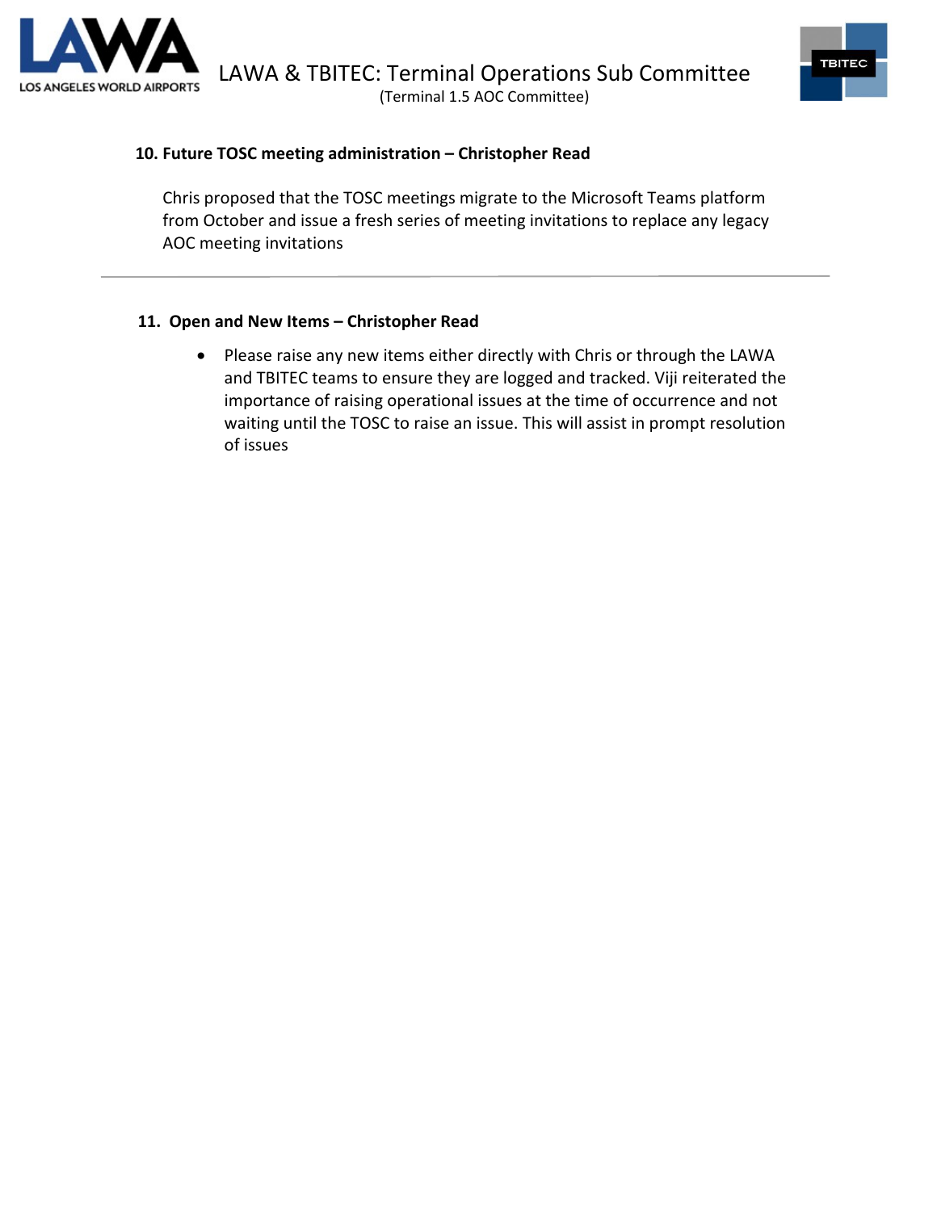### 10. Future TOSC meeting administration – Christopher Read

Chris proposed that the TOSC meetings migrate to the Microsoft Teams platform from October and issue a fresh series of meeting invitations to replace any legacy AOC meeting invitations

---

### 11. Open and New Items – Christopher Read

- Please raise any new items either directly with Chris or through the LAWA and TBITEC teams to ensure they are logged and tracked. Viji reiterated the importance of raising operational issues at the time of occurrence and not waiting until the TOSC to raise an issue. This will assist in prompt resolution of issues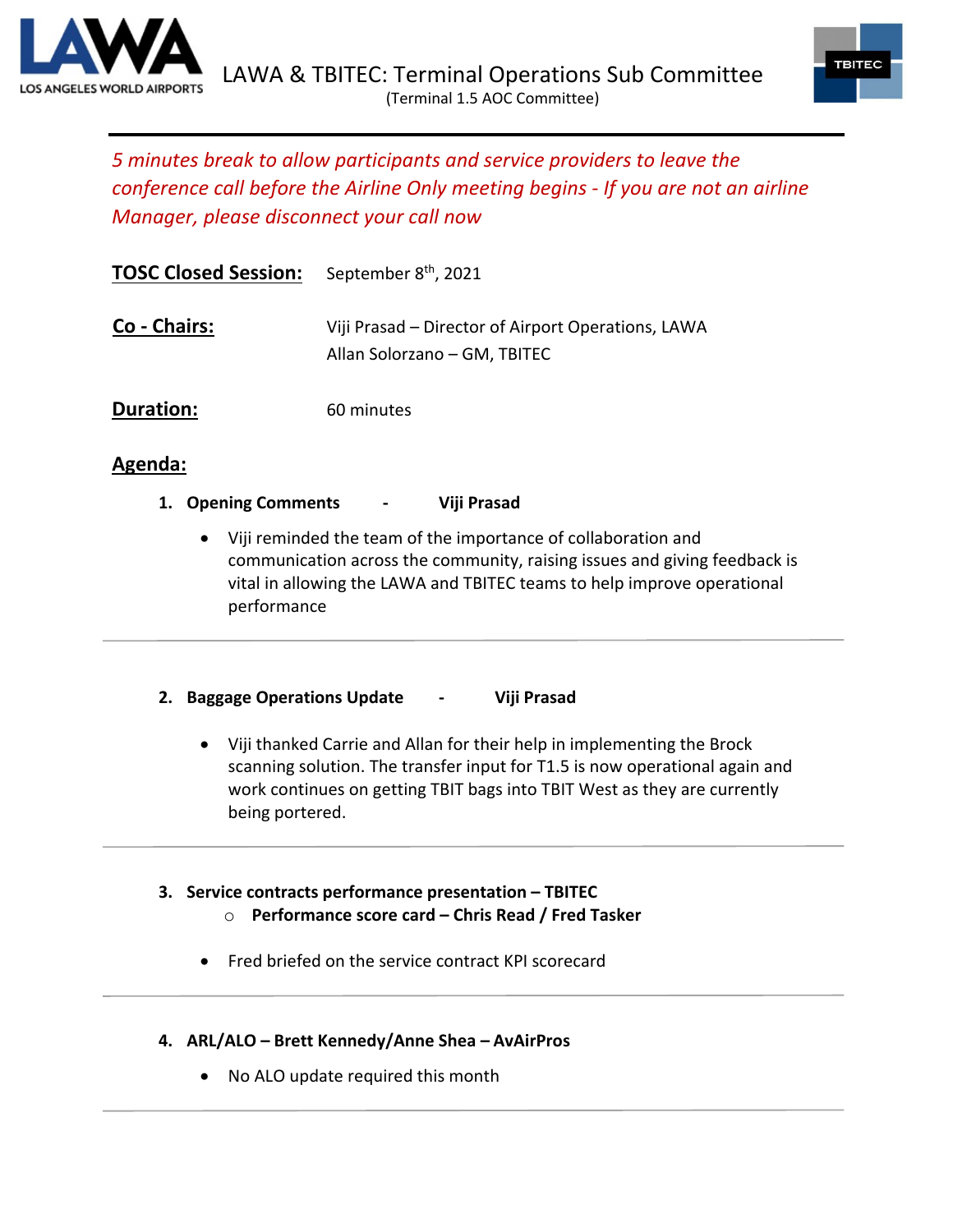LAWA & TBITEC: Terminal Operations Sub Committee

(Terminal 1.5 AOC Committee)

---

*5 minutes break to allow participants and service providers to leave the conference call before the Airline Only meeting begins - If you are not an airline Manager, please disconnect your call now*

**TOSC Closed Session:** September 8th, 2021

**Co - Chairs:** Viji Prasad – Director of Airport Operations, LAWA
Allan Solorzano – GM, TBITEC

**Duration:** 60 minutes

**Agenda:**

1. **Opening Comments - Viji Prasad**

   - Viji reminded the team of the importance of collaboration and communication across the community, raising issues and giving feedback is vital in allowing the LAWA and TBITEC teams to help improve operational performance

---

2. **Baggage Operations Update - Viji Prasad**

   - Viji thanked Carrie and Allan for their help in implementing the Brock scanning solution. The transfer input for T1.5 is now operational again and work continues on getting TBIT bags into TBIT West as they are currently being portered.

---

3. **Service contracts performance presentation – TBITEC**
   - **Performance score card – Chris Read / Fred Tasker**

   - Fred briefed on the service contract KPI scorecard

---

4. **ARL/ALO – Brett Kennedy/Anne Shea – AvAirPros**

   - No ALO update required this month

---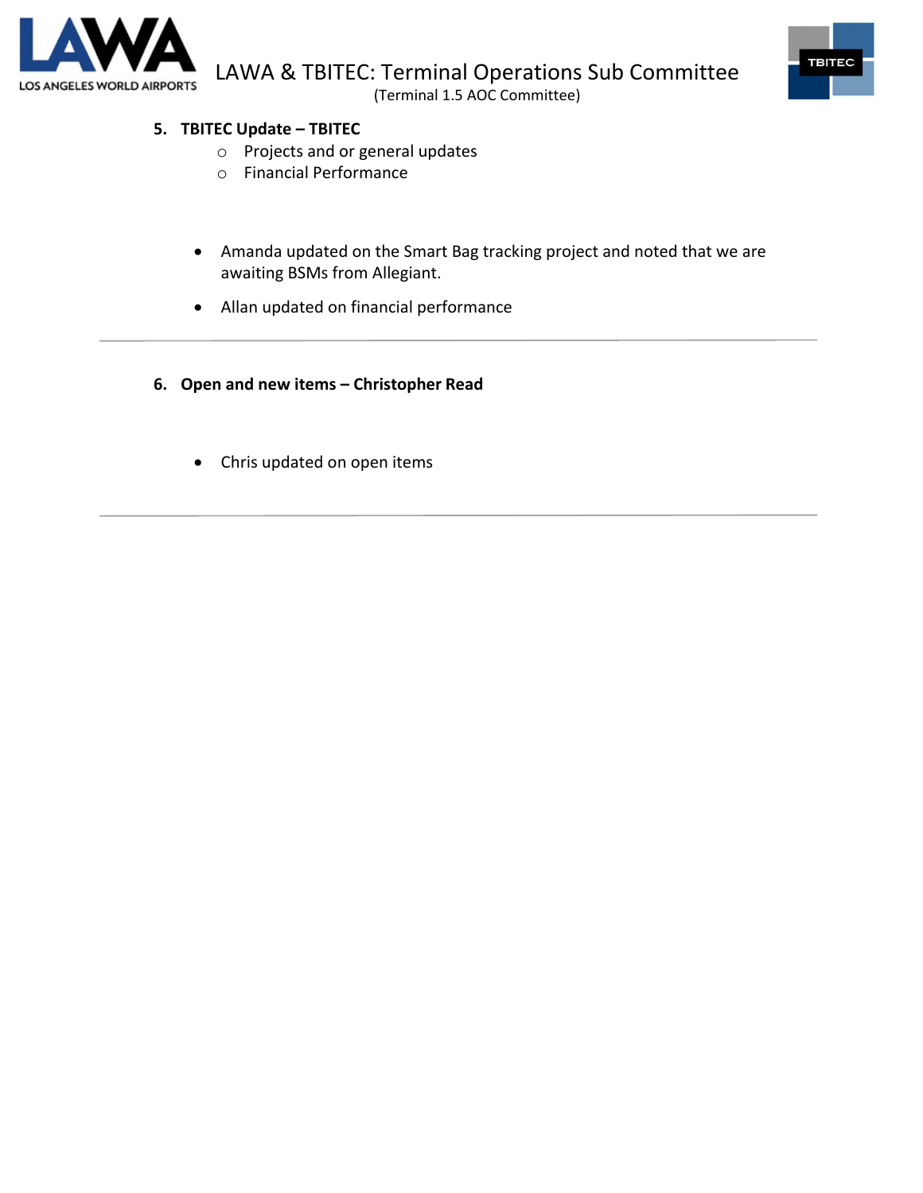5. **TBITEC Update – TBITEC**
   - Projects and or general updates
   - Financial Performance

- Amanda updated on the Smart Bag tracking project and noted that we are awaiting BSMs from Allegiant.
- Allan updated on financial performance

---

6. **Open and new items – Christopher Read**

- Chris updated on open items

---